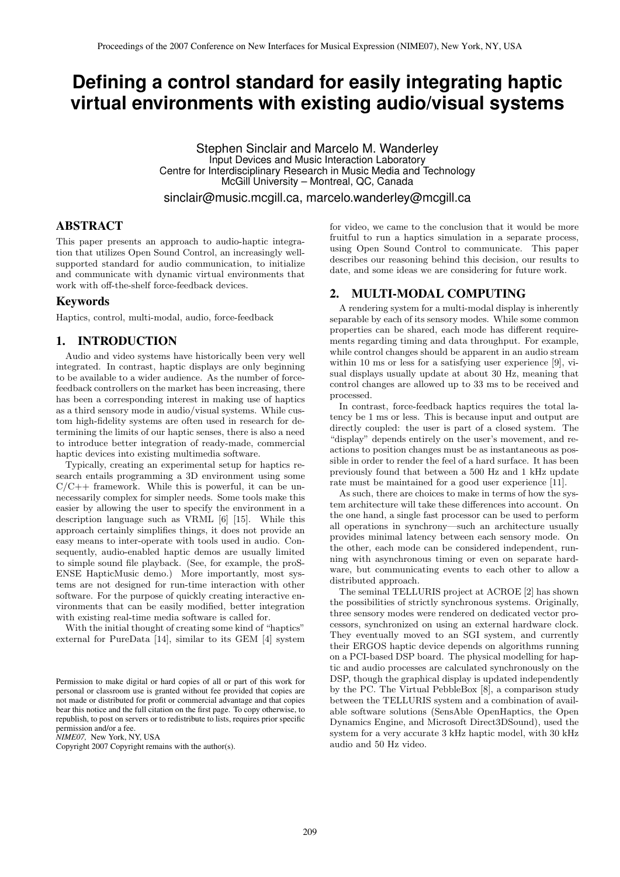# Defining a control standard for easily integrating haptic virtual environments with existing audio/visual systems

Stephen Sinclair and Marcelo M. Wanderley
Input Devices and Music Interaction Laboratory
Centre for Interdisciplinary Research in Music Media and Technology
McGill University – Montreal, QC, Canada
sinclair@music.mcgill.ca, marcelo.wanderley@mcgill.ca

## ABSTRACT

This paper presents an approach to audio-haptic integration that utilizes Open Sound Control, an increasingly well-supported standard for audio communication, to initialize and communicate with dynamic virtual environments that work with off-the-shelf force-feedback devices.

### Keywords

Haptics, control, multi-modal, audio, force-feedback

## 1. INTRODUCTION

Audio and video systems have historically been very well integrated. In contrast, haptic displays are only beginning to be available to a wider audience. As the number of force-feedback controllers on the market has been increasing, there has been a corresponding interest in making use of haptics as a third sensory mode in audio/visual systems. While custom high-fidelity systems are often used in research for determining the limits of our haptic senses, there is also a need to introduce better integration of ready-made, commercial haptic devices into existing multimedia software.

Typically, creating an experimental setup for haptics research entails programming a 3D environment using some C/C++ framework. While this is powerful, it can be unnecessarily complex for simpler needs. Some tools make this easier by allowing the user to specify the environment in a description language such as VRML [6] [15]. While this approach certainly simplifies things, it does not provide an easy means to inter-operate with tools used in audio. Consequently, audio-enabled haptic demos are usually limited to simple sound file playback. (See, for example, the proSENSE HapticMusic demo.) More importantly, most systems are not designed for run-time interaction with other software. For the purpose of quickly creating interactive environments that can be easily modified, better integration with existing real-time media software is called for.

With the initial thought of creating some kind of "haptics" external for PureData [14], similar to its GEM [4] system for video, we came to the conclusion that it would be more fruitful to run a haptics simulation in a separate process, using Open Sound Control to communicate. This paper describes our reasoning behind this decision, our results to date, and some ideas we are considering for future work.

Permission to make digital or hard copies of all or part of this work for personal or classroom use is granted without fee provided that copies are not made or distributed for profit or commercial advantage and that copies bear this notice and the full citation on the first page. To copy otherwise, to republish, to post on servers or to redistribute to lists, requires prior specific permission and/or a fee.
*NIME07,* New York, NY, USA
Copyright 2007 Copyright remains with the author(s).

## 2. MULTI-MODAL COMPUTING

A rendering system for a multi-modal display is inherently separable by each of its sensory modes. While some common properties can be shared, each mode has different requirements regarding timing and data throughput. For example, while control changes should be apparent in an audio stream within 10 ms or less for a satisfying user experience [9], visual displays usually update at about 30 Hz, meaning that control changes are allowed up to 33 ms to be received and processed.

In contrast, force-feedback haptics requires the total latency be 1 ms or less. This is because input and output are directly coupled: the user is part of a closed system. The "display" depends entirely on the user's movement, and reactions to position changes must be as instantaneous as possible in order to render the feel of a hard surface. It has been previously found that between a 500 Hz and 1 kHz update rate must be maintained for a good user experience [11].

As such, there are choices to make in terms of how the system architecture will take these differences into account. On the one hand, a single fast processor can be used to perform all operations in synchrony—such an architecture usually provides minimal latency between each sensory mode. On the other, each mode can be considered independent, running with asynchronous timing or even on separate hardware, but communicating events to each other to allow a distributed approach.

The seminal TELLURIS project at ACROE [2] has shown the possibilities of strictly synchronous systems. Originally, three sensory modes were rendered on dedicated vector processors, synchronized on using an external hardware clock. They eventually moved to an SGI system, and currently their ERGOS haptic device depends on algorithms running on a PCI-based DSP board. The physical modelling for haptic and audio processes are calculated synchronously on the DSP, though the graphical display is updated independently by the PC. The Virtual PebbleBox [8], a comparison study between the TELLURIS system and a combination of available software solutions (SensAble OpenHaptics, the Open Dynamics Engine, and Microsoft Direct3DSound), used the system for a very accurate 3 kHz haptic model, with 30 kHz audio and 50 Hz video.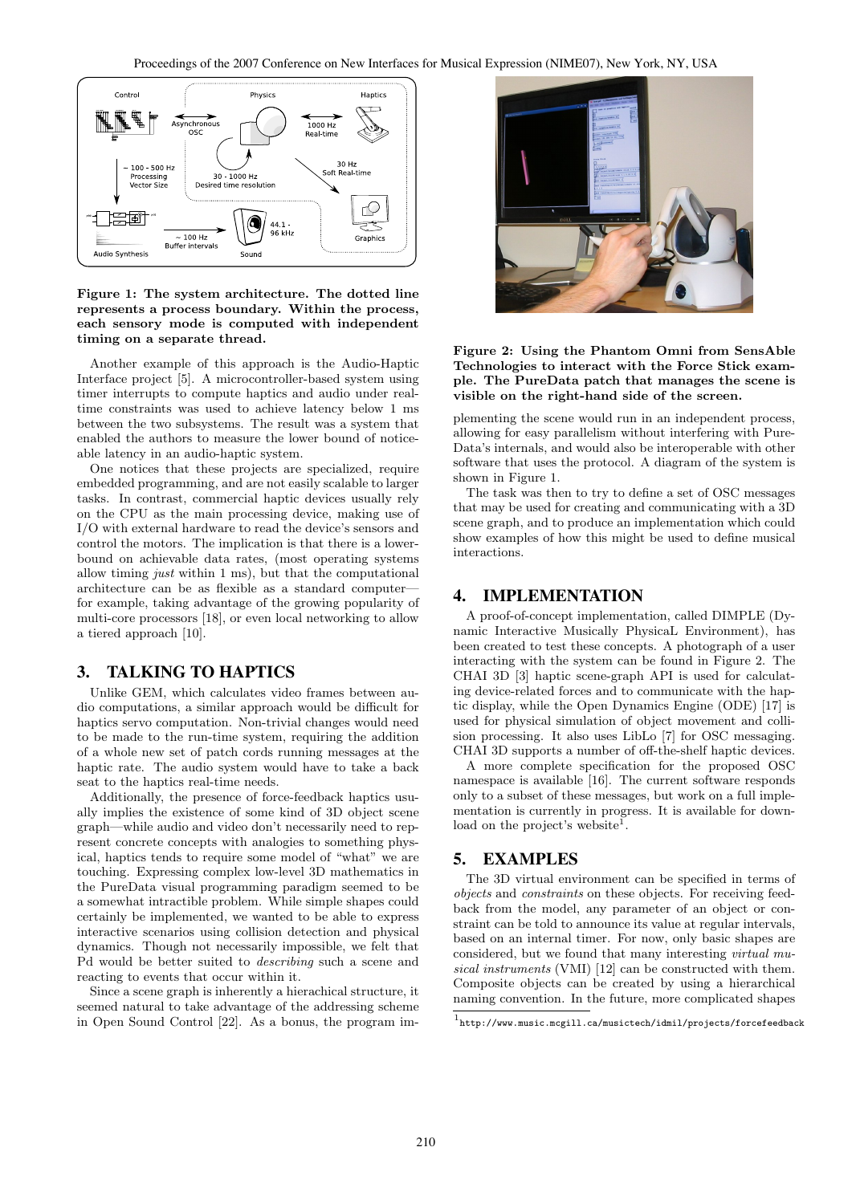Figure 1: The system architecture. The dotted line represents a process boundary. Within the process, each sensory mode is computed with independent timing on a separate thread.

Another example of this approach is the Audio-Haptic Interface project [5]. A microcontroller-based system using timer interrupts to compute haptics and audio under real-time constraints was used to achieve latency below 1 ms between the two subsystems. The result was a system that enabled the authors to measure the lower bound of noticeable latency in an audio-haptic system.

One notices that these projects are specialized, require embedded programming, and are not easily scalable to larger tasks. In contrast, commercial haptic devices usually rely on the CPU as the main processing device, making use of I/O with external hardware to read the device's sensors and control the motors. The implication is that there is a lower-bound on achievable data rates, (most operating systems allow timing *just* within 1 ms), but that the computational architecture can be as flexible as a standard computer—for example, taking advantage of the growing popularity of multi-core processors [18], or even local networking to allow a tiered approach [10].

## 3. TALKING TO HAPTICS

Unlike GEM, which calculates video frames between audio computations, a similar approach would be difficult for haptics servo computation. Non-trivial changes would need to be made to the run-time system, requiring the addition of a whole new set of patch cords running messages at the haptic rate. The audio system would have to take a back seat to the haptics real-time needs.

Additionally, the presence of force-feedback haptics usually implies the existence of some kind of 3D object scene graph—while audio and video don't necessarily need to represent concrete concepts with analogies to something physical, haptics tends to require some model of "what" we are touching. Expressing complex low-level 3D mathematics in the PureData visual programming paradigm seemed to be a somewhat intractible problem. While simple shapes could certainly be implemented, we wanted to be able to express interactive scenarios using collision detection and physical dynamics. Though not necessarily impossible, we felt that Pd would be better suited to *describing* such a scene and reacting to events that occur within it.

Since a scene graph is inherently a hierachical structure, it seemed natural to take advantage of the addressing scheme in Open Sound Control [22]. As a bonus, the program implementing the scene would run in an independent process, allowing for easy parallelism without interfering with PureData's internals, and would also be interoperable with other software that uses the protocol. A diagram of the system is shown in Figure 1.

Figure 2: Using the Phantom Omni from SensAble Technologies to interact with the Force Stick example. The PureData patch that manages the scene is visible on the right-hand side of the screen.

The task was then to try to define a set of OSC messages that may be used for creating and communicating with a 3D scene graph, and to produce an implementation which could show examples of how this might be used to define musical interactions.

## 4. IMPLEMENTATION

A proof-of-concept implementation, called DIMPLE (Dynamic Interactive Musically PhysicaL Environment), has been created to test these concepts. A photograph of a user interacting with the system can be found in Figure 2. The CHAI 3D [3] haptic scene-graph API is used for calculating device-related forces and to communicate with the haptic display, while the Open Dynamics Engine (ODE) [17] is used for physical simulation of object movement and collision processing. It also uses LibLo [7] for OSC messaging. CHAI 3D supports a number of off-the-shelf haptic devices.

A more complete specification for the proposed OSC namespace is available [16]. The current software responds only to a subset of these messages, but work on a full implementation is currently in progress. It is available for download on the project's website[1].

## 5. EXAMPLES

The 3D virtual environment can be specified in terms of *objects* and *constraints* on these objects. For receiving feedback from the model, any parameter of an object or constraint can be told to announce its value at regular intervals, based on an internal timer. For now, only basic shapes are considered, but we found that many interesting *virtual musical instruments* (VMI) [12] can be constructed with them. Composite objects can be created by using a hierarchical naming convention. In the future, more complicated shapes

[1] http://www.music.mcgill.ca/musictech/idmil/projects/forcefeedback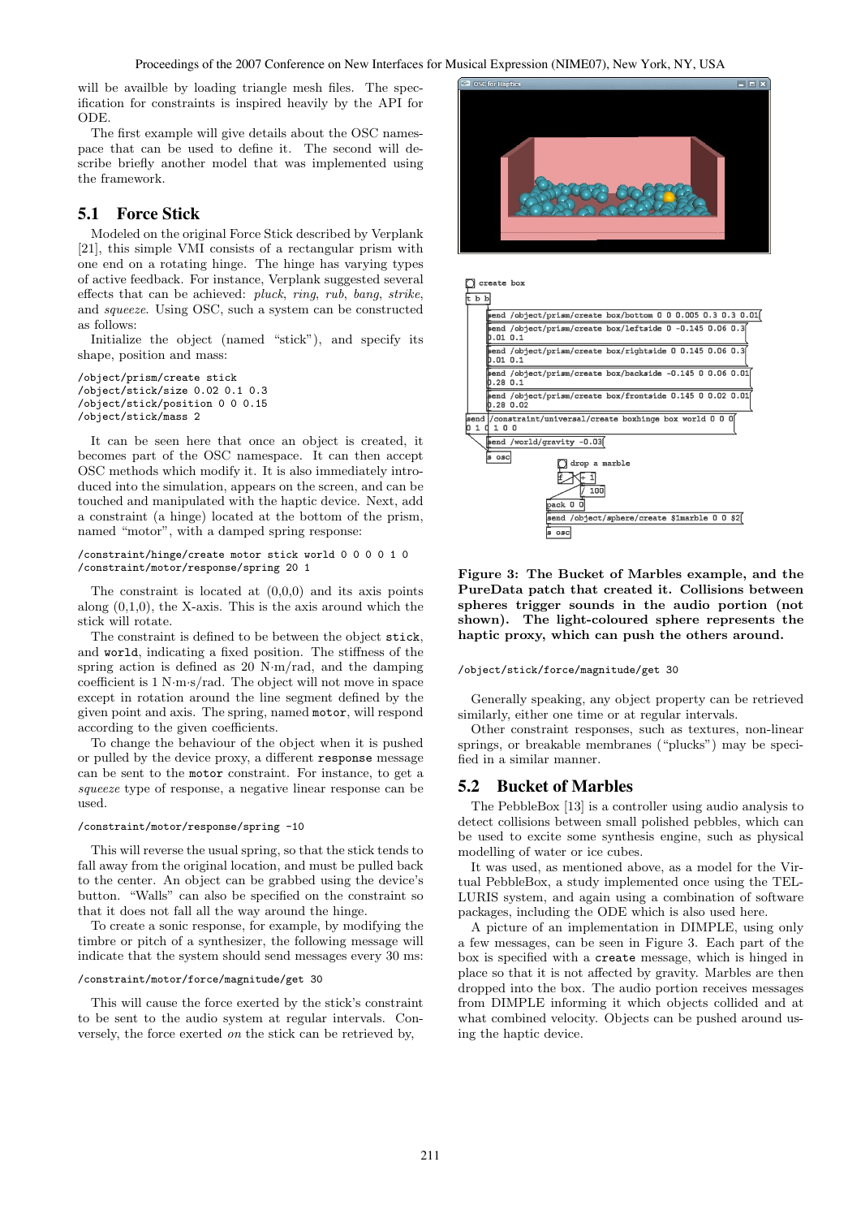will be availble by loading triangle mesh files. The specification for constraints is inspired heavily by the API for ODE.

The first example will give details about the OSC namespace that can be used to define it. The second will describe briefly another model that was implemented using the framework.

## 5.1 Force Stick

Modeled on the original Force Stick described by Verplank [21], this simple VMI consists of a rectangular prism with one end on a rotating hinge. The hinge has varying types of active feedback. For instance, Verplank suggested several effects that can be achieved: *pluck*, *ring*, *rub*, *bang*, *strike*, and *squeeze*. Using OSC, such a system can be constructed as follows:

Initialize the object (named "stick"), and specify its shape, position and mass:

```
/object/prism/create stick
/object/stick/size 0.02 0.1 0.3
/object/stick/position 0 0 0.15
/object/stick/mass 2
```

It can be seen here that once an object is created, it becomes part of the OSC namespace. It can then accept OSC methods which modify it. It is also immediately introduced into the simulation, appears on the screen, and can be touched and manipulated with the haptic device. Next, add a constraint (a hinge) located at the bottom of the prism, named "motor", with a damped spring response:

```
/constraint/hinge/create motor stick world 0 0 0 0 1 0
/constraint/motor/response/spring 20 1
```

The constraint is located at (0,0,0) and its axis points along (0,1,0), the X-axis. This is the axis around which the stick will rotate.

The constraint is defined to be between the object `stick`, and `world`, indicating a fixed position. The stiffness of the spring action is defined as 20 N·m/rad, and the damping coefficient is 1 N·m·s/rad. The object will not move in space except in rotation around the line segment defined by the given point and axis. The spring, named `motor`, will respond according to the given coefficients.

To change the behaviour of the object when it is pushed or pulled by the device proxy, a different `response` message can be sent to the `motor` constraint. For instance, to get a *squeeze* type of response, a negative linear response can be used.

```
/constraint/motor/response/spring -10
```

This will reverse the usual spring, so that the stick tends to fall away from the original location, and must be pulled back to the center. An object can be grabbed using the device's button. "Walls" can also be specified on the constraint so that it does not fall all the way around the hinge.

To create a sonic response, for example, by modifying the timbre or pitch of a synthesizer, the following message will indicate that the system should send messages every 30 ms:

```
/constraint/motor/force/magnitude/get 30
```

This will cause the force exerted by the stick's constraint to be sent to the audio system at regular intervals. Conversely, the force exerted *on* the stick can be retrieved by,

```
/object/stick/force/magnitude/get 30
```

Generally speaking, any object property can be retrieved similarly, either one time or at regular intervals.

Other constraint responses, such as textures, non-linear springs, or breakable membranes ("plucks") may be specified in a similar manner.

**Figure 3: The Bucket of Marbles example, and the PureData patch that created it. Collisions between spheres trigger sounds in the audio portion (not shown). The light-coloured sphere represents the haptic proxy, which can push the others around.**

## 5.2 Bucket of Marbles

The PebbleBox [13] is a controller using audio analysis to detect collisions between small polished pebbles, which can be used to excite some synthesis engine, such as physical modelling of water or ice cubes.

It was used, as mentioned above, as a model for the Virtual PebbleBox, a study implemented once using the TELLURIS system, and again using a combination of software packages, including the ODE which is also used here.

A picture of an implementation in DIMPLE, using only a few messages, can be seen in Figure 3. Each part of the box is specified with a `create` message, which is hinged in place so that it is not affected by gravity. Marbles are then dropped into the box. The audio portion receives messages from DIMPLE informing it which objects collided and at what combined velocity. Objects can be pushed around using the haptic device.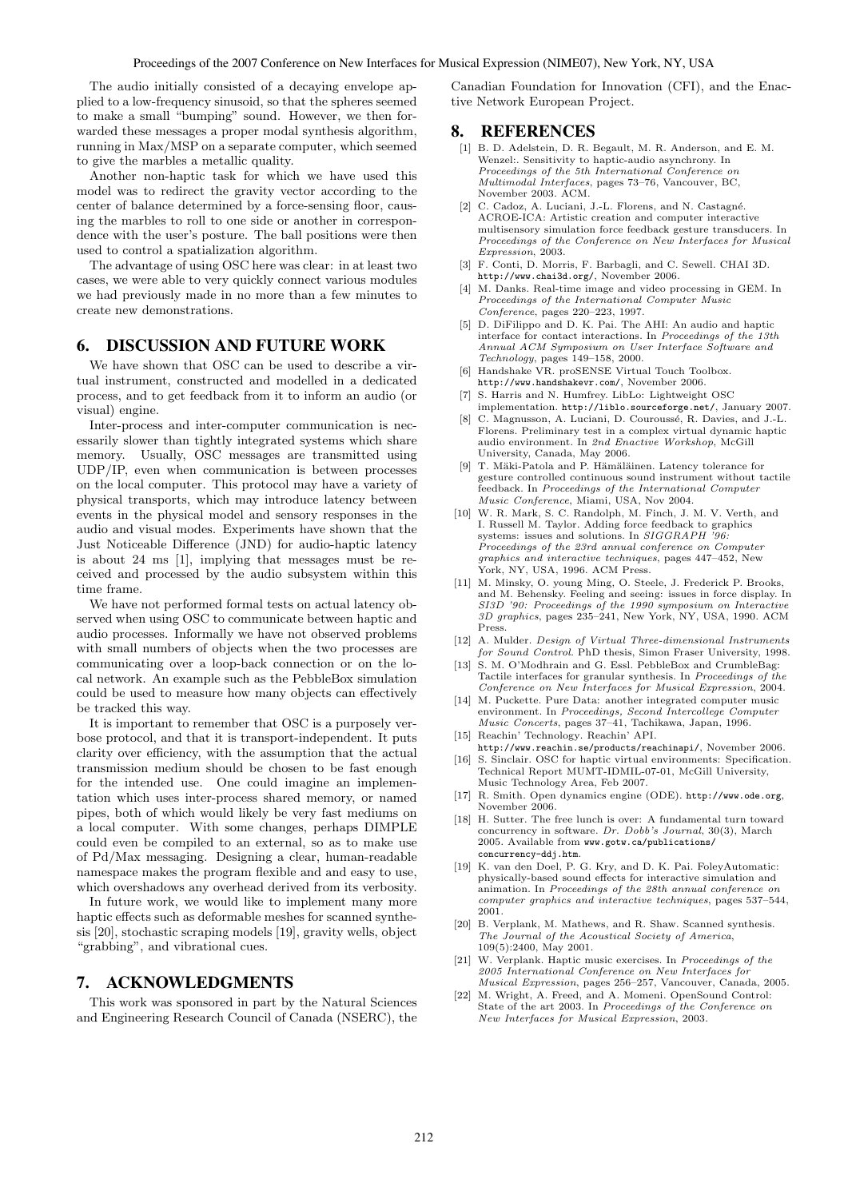The audio initially consisted of a decaying envelope applied to a low-frequency sinusoid, so that the spheres seemed to make a small "bumping" sound. However, we then forwarded these messages a proper modal synthesis algorithm, running in Max/MSP on a separate computer, which seemed to give the marbles a metallic quality.

Another non-haptic task for which we have used this model was to redirect the gravity vector according to the center of balance determined by a force-sensing floor, causing the marbles to roll to one side or another in correspondence with the user's posture. The ball positions were then used to control a spatialization algorithm.

The advantage of using OSC here was clear: in at least two cases, we were able to very quickly connect various modules we had previously made in no more than a few minutes to create new demonstrations.

## 6. DISCUSSION AND FUTURE WORK

We have shown that OSC can be used to describe a virtual instrument, constructed and modelled in a dedicated process, and to get feedback from it to inform an audio (or visual) engine.

Inter-process and inter-computer communication is necessarily slower than tightly integrated systems which share memory. Usually, OSC messages are transmitted using UDP/IP, even when communication is between processes on the local computer. This protocol may have a variety of physical transports, which may introduce latency between events in the physical model and sensory responses in the audio and visual modes. Experiments have shown that the Just Noticeable Difference (JND) for audio-haptic latency is about 24 ms [1], implying that messages must be received and processed by the audio subsystem within this time frame.

We have not performed formal tests on actual latency observed when using OSC to communicate between haptic and audio processes. Informally we have not observed problems with small numbers of objects when the two processes are communicating over a loop-back connection or on the local network. An example such as the PebbleBox simulation could be used to measure how many objects can effectively be tracked this way.

It is important to remember that OSC is a purposely verbose protocol, and that it is transport-independent. It puts clarity over efficiency, with the assumption that the actual transmission medium should be chosen to be fast enough for the intended use. One could imagine an implementation which uses inter-process shared memory, or named pipes, both of which would likely be very fast mediums on a local computer. With some changes, perhaps DIMPLE could even be compiled to an external, so as to make use of Pd/Max messaging. Designing a clear, human-readable namespace makes the program flexible and and easy to use, which overshadows any overhead derived from its verbosity.

In future work, we would like to implement many more haptic effects such as deformable meshes for scanned synthesis [20], stochastic scraping models [19], gravity wells, object "grabbing", and vibrational cues.

## 7. ACKNOWLEDGMENTS

This work was sponsored in part by the Natural Sciences and Engineering Research Council of Canada (NSERC), the Canadian Foundation for Innovation (CFI), and the Enactive Network European Project.

## 8. REFERENCES

[1] B. D. Adelstein, D. R. Begault, M. R. Anderson, and E. M. Wenzel:. Sensitivity to haptic-audio asynchrony. In *Proceedings of the 5th International Conference on Multimodal Interfaces*, pages 73–76, Vancouver, BC, November 2003. ACM.

[2] C. Cadoz, A. Luciani, J.-L. Florens, and N. Castagné. ACROE-ICA: Artistic creation and computer interactive multisensory simulation force feedback gesture transducers. In *Proceedings of the Conference on New Interfaces for Musical Expression*, 2003.

[3] F. Conti, D. Morris, F. Barbagli, and C. Sewell. CHAI 3D. http://www.chai3d.org/, November 2006.

[4] M. Danks. Real-time image and video processing in GEM. In *Proceedings of the International Computer Music Conference*, pages 220–223, 1997.

[5] D. DiFilippo and D. K. Pai. The AHI: An audio and haptic interface for contact interactions. In *Proceedings of the 13th Annual ACM Symposium on User Interface Software and Technology*, pages 149–158, 2000.

[6] Handshake VR. proSENSE Virtual Touch Toolbox. http://www.handshakevr.com/, November 2006.

[7] S. Harris and N. Humfrey. LibLo: Lightweight OSC implementation. http://liblo.sourceforge.net/, January 2007.

[8] C. Magnusson, A. Luciani, D. Couroussé, R. Davies, and J.-L. Florens. Preliminary test in a complex virtual dynamic haptic audio environment. In *2nd Enactive Workshop*, McGill University, Canada, May 2006.

[9] T. Mäki-Patola and P. Hämäläinen. Latency tolerance for gesture controlled continuous sound instrument without tactile feedback. In *Proceedings of the International Computer Music Conference*, Miami, USA, Nov 2004.

[10] W. R. Mark, S. C. Randolph, M. Finch, J. M. V. Verth, and I. Russell M. Taylor. Adding force feedback to graphics systems: issues and solutions. In *SIGGRAPH '96: Proceedings of the 23rd annual conference on Computer graphics and interactive techniques*, pages 447–452, New York, NY, USA, 1996. ACM Press.

[11] M. Minsky, O. young Ming, O. Steele, J. Frederick P. Brooks, and M. Behensky. Feeling and seeing: issues in force display. In *SI3D '90: Proceedings of the 1990 symposium on Interactive 3D graphics*, pages 235–241, New York, NY, USA, 1990. ACM Press.

[12] A. Mulder. *Design of Virtual Three-dimensional Instruments for Sound Control*. PhD thesis, Simon Fraser University, 1998.

[13] S. M. O'Modhrain and G. Essl. PebbleBox and CrumbleBag: Tactile interfaces for granular synthesis. In *Proceedings of the Conference on New Interfaces for Musical Expression*, 2004.

[14] M. Puckette. Pure Data: another integrated computer music environment. In *Proceedings, Second Intercollege Computer Music Concerts*, pages 37–41, Tachikawa, Japan, 1996.

[15] Reachin' Technology. Reachin' API. http://www.reachin.se/products/reachinapi/, November 2006.

[16] S. Sinclair. OSC for haptic virtual environments: Specification. Technical Report MUMT-IDMIL-07-01, McGill University, Music Technology Area, Feb 2007.

[17] R. Smith. Open dynamics engine (ODE). http://www.ode.org, November 2006.

[18] H. Sutter. The free lunch is over: A fundamental turn toward concurrency in software. *Dr. Dobb's Journal*, 30(3), March 2005. Available from www.gotw.ca/publications/concurrency-ddj.htm.

[19] K. van den Doel, P. G. Kry, and D. K. Pai. FoleyAutomatic: physically-based sound effects for interactive simulation and animation. In *Proceedings of the 28th annual conference on computer graphics and interactive techniques*, pages 537–544, 2001.

[20] B. Verplank, M. Mathews, and R. Shaw. Scanned synthesis. *The Journal of the Acoustical Society of America*, 109(5):2400, May 2001.

[21] W. Verplank. Haptic music exercises. In *Proceedings of the 2005 International Conference on New Interfaces for Musical Expression*, pages 256–257, Vancouver, Canada, 2005.

[22] M. Wright, A. Freed, and A. Momeni. OpenSound Control: State of the art 2003. In *Proceedings of the Conference on New Interfaces for Musical Expression*, 2003.